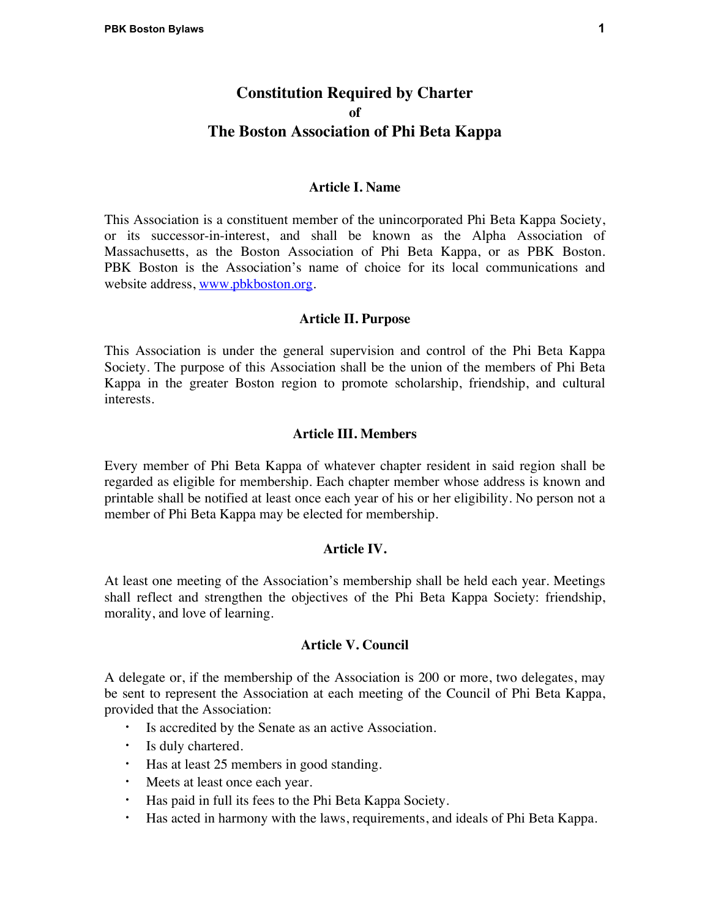# Constitution Required by Charter of The Boston Association of Phi Beta Kappa

### Article I. Name

This Association is a constituent member of the unincorporated Phi Beta Kappa Society, or its successor-in-interest, and shall be known as the Alpha Association of Massachusetts, as the Boston Association of Phi Beta Kappa, or as PBK Boston. PBK Boston is the Association's name of choice for its local communications and website address, [www.pbkboston.org](http://www.pbkboston.org).

### Article II. Purpose

This Association is under the general supervision and control of the Phi Beta Kappa Society. The purpose of this Association shall be the union of the members of Phi Beta Kappa in the greater Boston region to promote scholarship, friendship, and cultural interests.

### Article III. Members

Every member of Phi Beta Kappa of whatever chapter resident in said region shall be regarded as eligible for membership. Each chapter member whose address is known and printable shall be notified at least once each year of his or her eligibility. No person not a member of Phi Beta Kappa may be elected for membership.

### Article IV.

At least one meeting of the Association's membership shall be held each year. Meetings shall reflect and strengthen the objectives of the Phi Beta Kappa Society: friendship, morality, and love of learning.

### Article V. Council

A delegate or, if the membership of the Association is 200 or more, two delegates, may be sent to represent the Association at each meeting of the Council of Phi Beta Kappa, provided that the Association:

- Is accredited by the Senate as an active Association.
- Is duly chartered.
- Has at least 25 members in good standing.
- Meets at least once each year.
- Has paid in full its fees to the Phi Beta Kappa Society.
- Has acted in harmony with the laws, requirements, and ideals of Phi Beta Kappa.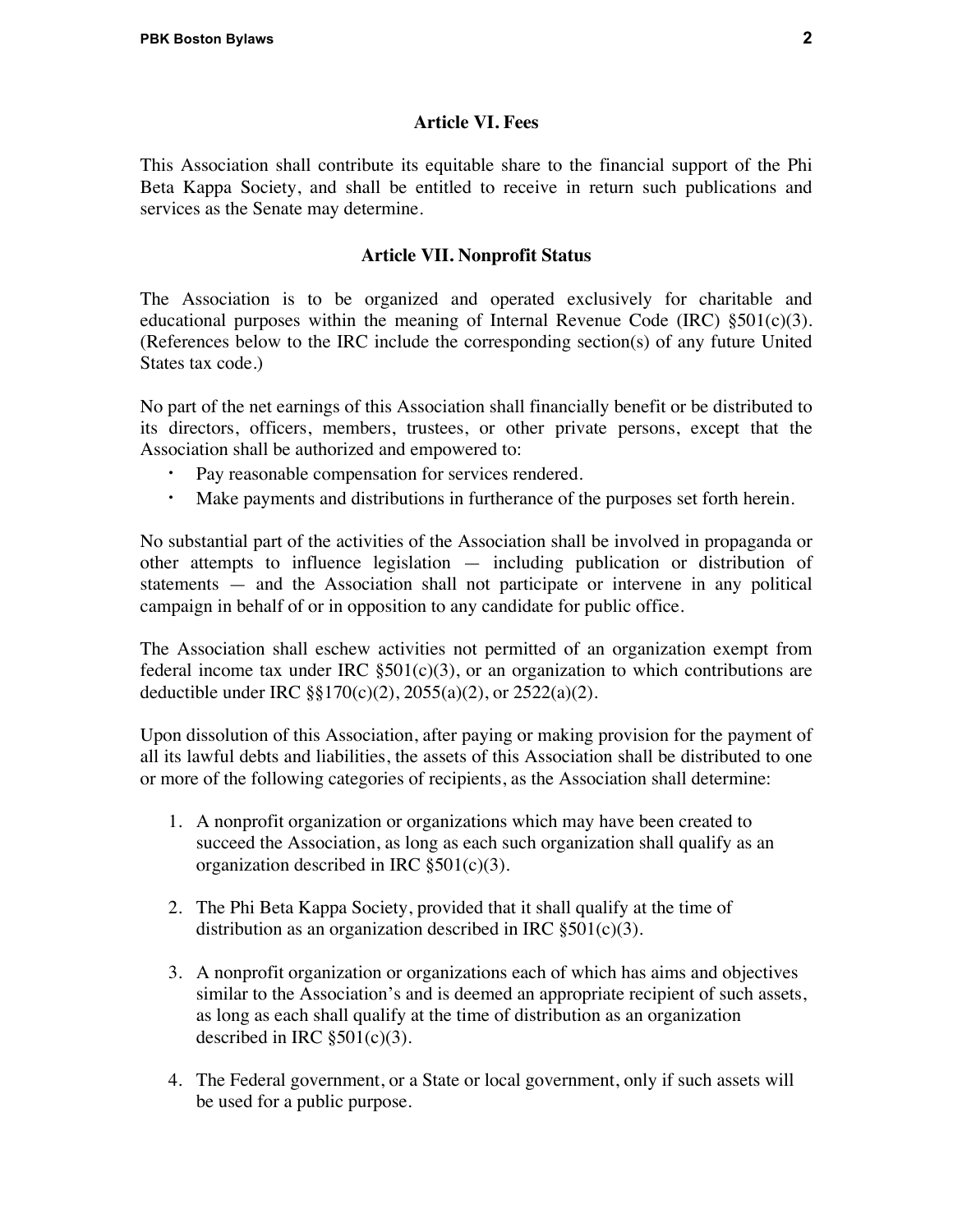## Article VI. Fees

This Association shall contribute its equitable share to the financial support of the Phi Beta Kappa Society, and shall be entitled to receive in return such publications and services as the Senate may determine.

## Article VII. Nonprofit Status

The Association is to be organized and operated exclusively for charitable and educational purposes within the meaning of Internal Revenue Code (IRC) §501(c)(3). (References below to the IRC include the corresponding section(s) of any future United States tax code.)

No part of the net earnings of this Association shall financially benefit or be distributed to its directors, officers, members, trustees, or other private persons, except that the Association shall be authorized and empowered to:

- Pay reasonable compensation for services rendered.
- Make payments and distributions in furtherance of the purposes set forth herein.

No substantial part of the activities of the Association shall be involved in propaganda or other attempts to influence legislation — including publication or distribution of statements — and the Association shall not participate or intervene in any political campaign in behalf of or in opposition to any candidate for public office.

The Association shall eschew activities not permitted of an organization exempt from federal income tax under IRC §501(c)(3), or an organization to which contributions are deductible under IRC §§170(c)(2), 2055(a)(2), or 2522(a)(2).

Upon dissolution of this Association, after paying or making provision for the payment of all its lawful debts and liabilities, the assets of this Association shall be distributed to one or more of the following categories of recipients, as the Association shall determine:

1. A nonprofit organization or organizations which may have been created to succeed the Association, as long as each such organization shall qualify as an organization described in IRC §501(c)(3).

2. The Phi Beta Kappa Society, provided that it shall qualify at the time of distribution as an organization described in IRC §501(c)(3).

3. A nonprofit organization or organizations each of which has aims and objectives similar to the Association's and is deemed an appropriate recipient of such assets, as long as each shall qualify at the time of distribution as an organization described in IRC §501(c)(3).

4. The Federal government, or a State or local government, only if such assets will be used for a public purpose.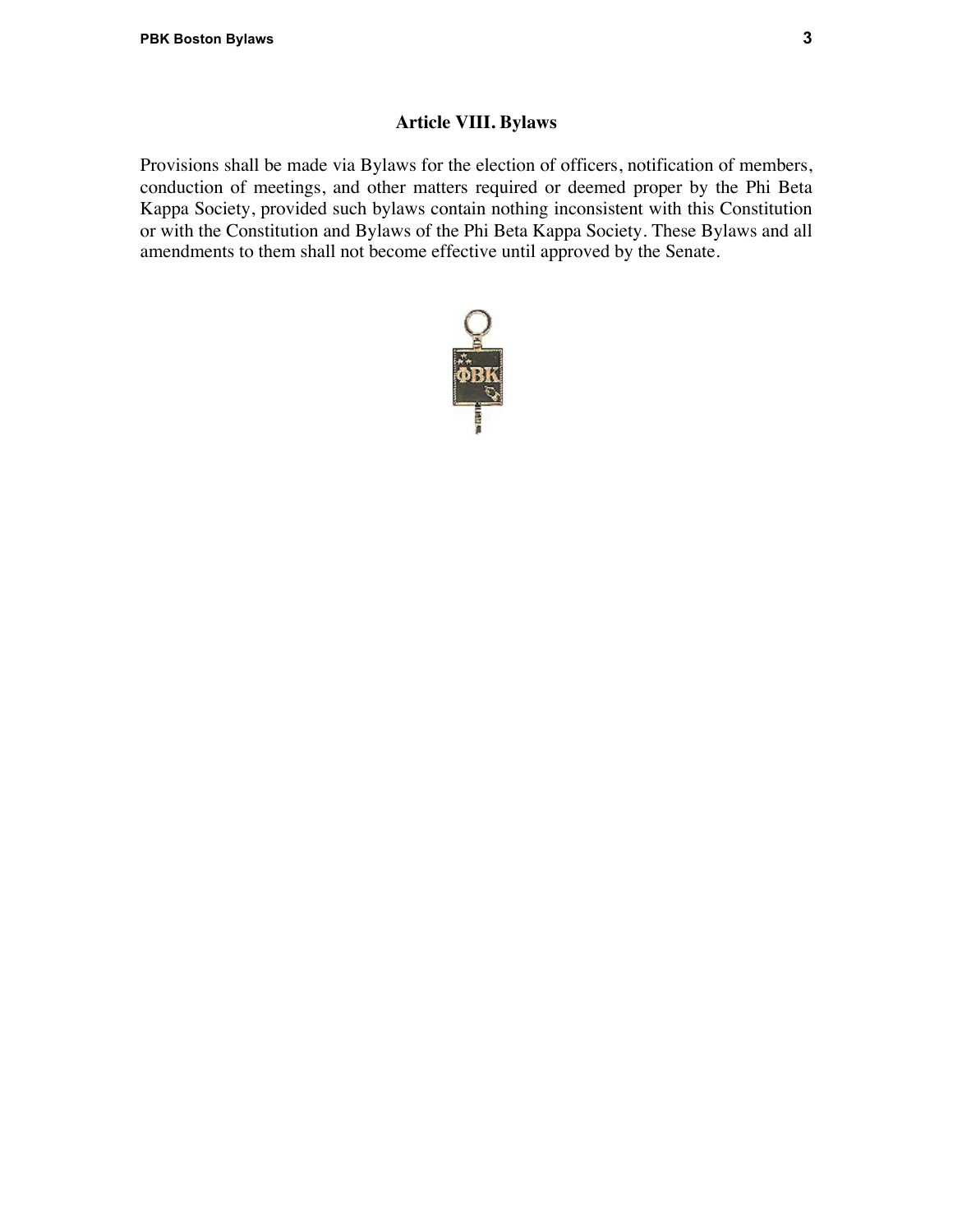## Article VIII. Bylaws

Provisions shall be made via Bylaws for the election of officers, notification of members, conduction of meetings, and other matters required or deemed proper by the Phi Beta Kappa Society, provided such bylaws contain nothing inconsistent with this Constitution or with the Constitution and Bylaws of the Phi Beta Kappa Society. These Bylaws and all amendments to them shall not become effective until approved by the Senate.